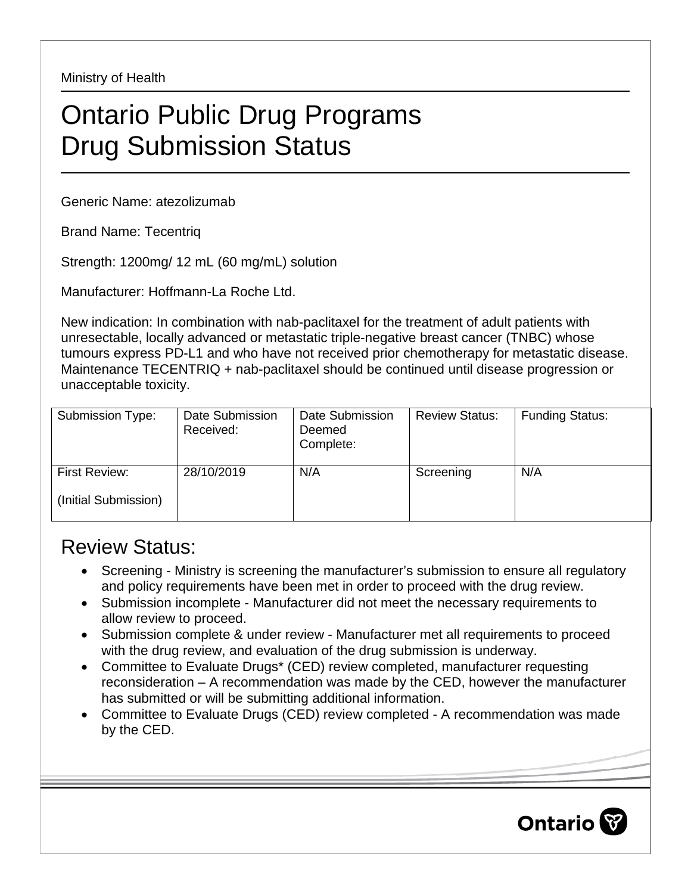Ministry of Health

# Ontario Public Drug Programs Drug Submission Status

Generic Name: atezolizumab

Brand Name: Tecentriq

Strength: 1200mg/ 12 mL (60 mg/mL) solution

Manufacturer: Hoffmann-La Roche Ltd.

New indication: In combination with nab-paclitaxel for the treatment of adult patients with unresectable, locally advanced or metastatic triple-negative breast cancer (TNBC) whose tumours express PD-L1 and who have not received prior chemotherapy for metastatic disease. Maintenance TECENTRIQ + nab-paclitaxel should be continued until disease progression or unacceptable toxicity.

| Submission Type: | Date Submission Received: | Date Submission Deemed Complete: | Review Status: | Funding Status: |
|---|---|---|---|---|
| First Review: (Initial Submission) | 28/10/2019 | N/A | Screening | N/A |

## Review Status:

- Screening - Ministry is screening the manufacturer's submission to ensure all regulatory and policy requirements have been met in order to proceed with the drug review.
- Submission incomplete - Manufacturer did not meet the necessary requirements to allow review to proceed.
- Submission complete & under review - Manufacturer met all requirements to proceed with the drug review, and evaluation of the drug submission is underway.
- Committee to Evaluate Drugs* (CED) review completed, manufacturer requesting reconsideration – A recommendation was made by the CED, however the manufacturer has submitted or will be submitting additional information.
- Committee to Evaluate Drugs (CED) review completed - A recommendation was made by the CED.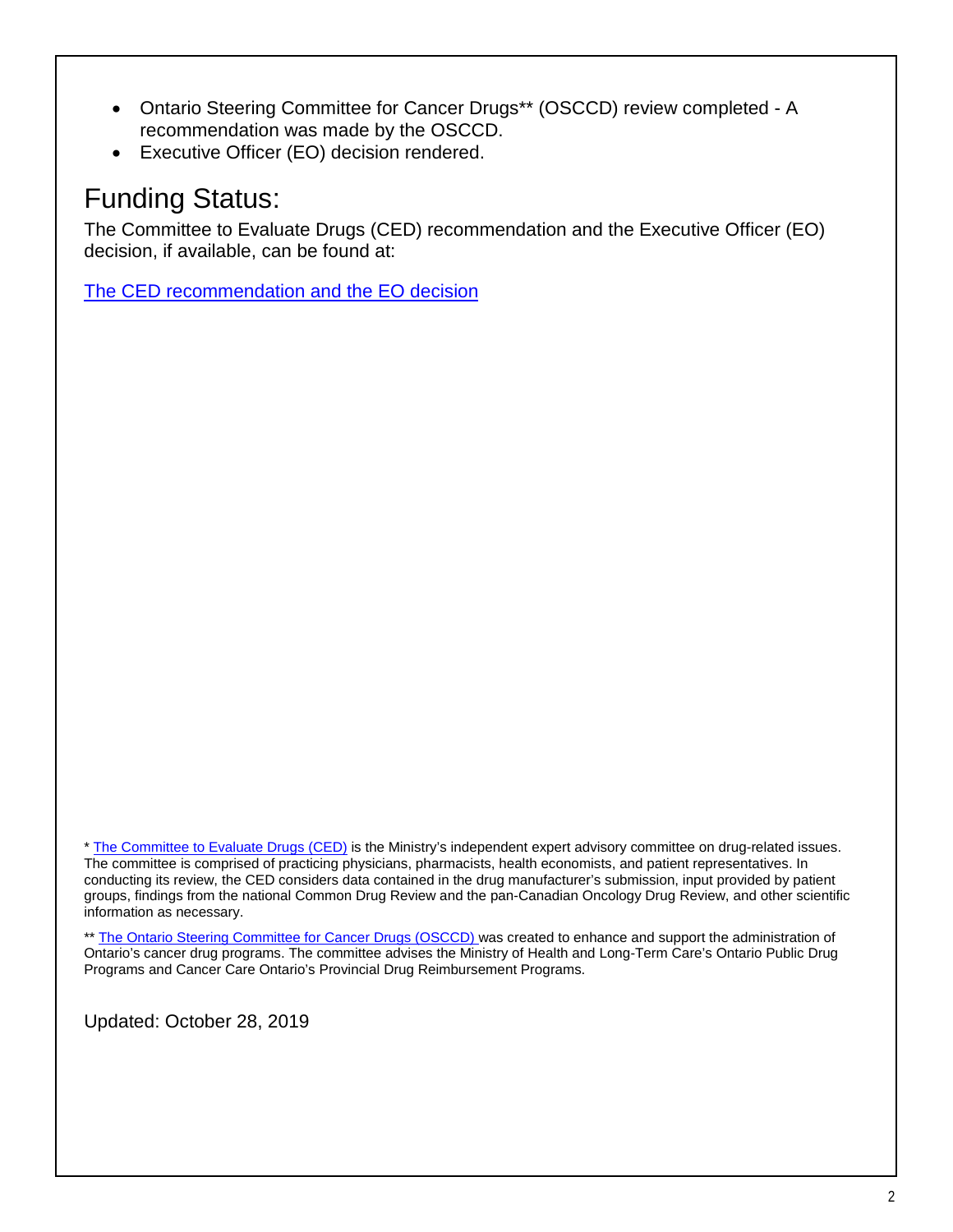- Ontario Steering Committee for Cancer Drugs** (OSCCD) review completed - A recommendation was made by the OSCCD.
- Executive Officer (EO) decision rendered.

# Funding Status:

The Committee to Evaluate Drugs (CED) recommendation and the Executive Officer (EO) decision, if available, can be found at:

[The CED recommendation and the EO decision]()

* [The Committee to Evaluate Drugs (CED)]() is the Ministry's independent expert advisory committee on drug-related issues. The committee is comprised of practicing physicians, pharmacists, health economists, and patient representatives. In conducting its review, the CED considers data contained in the drug manufacturer's submission, input provided by patient groups, findings from the national Common Drug Review and the pan-Canadian Oncology Drug Review, and other scientific information as necessary.

** [The Ontario Steering Committee for Cancer Drugs (OSCCD)]() was created to enhance and support the administration of Ontario's cancer drug programs. The committee advises the Ministry of Health and Long-Term Care's Ontario Public Drug Programs and Cancer Care Ontario's Provincial Drug Reimbursement Programs.

Updated: October 28, 2019